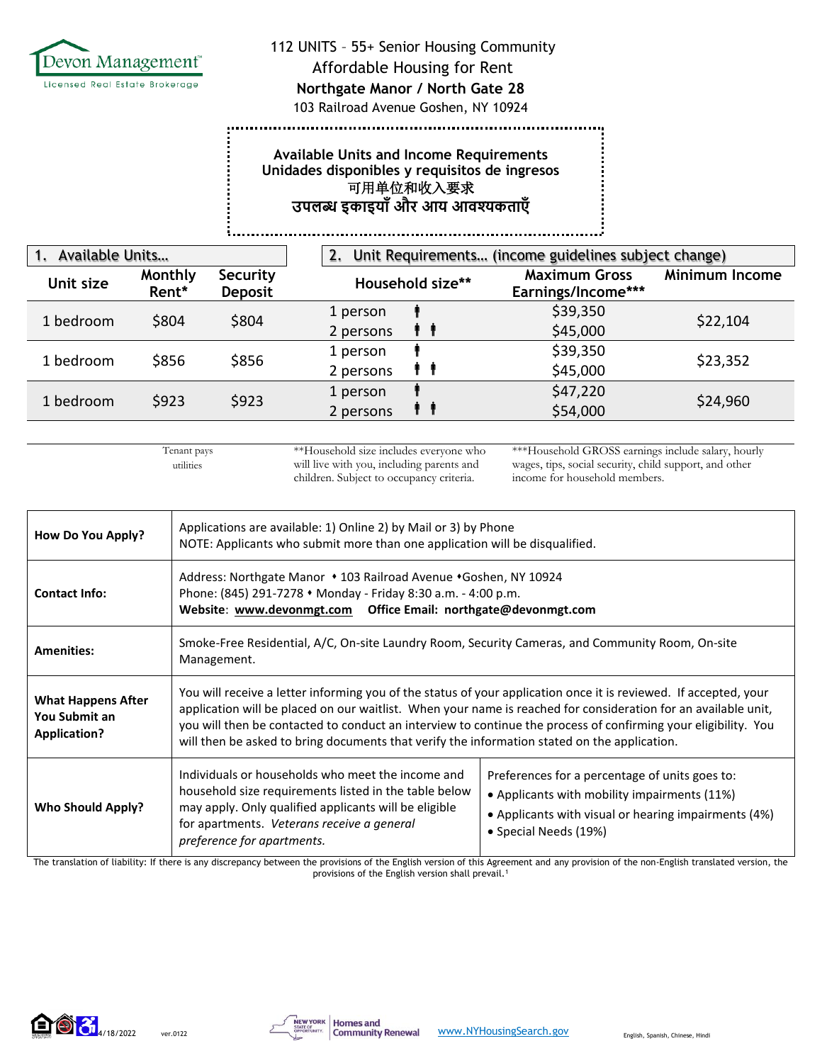Devon Management™

Licensed Real Estate Brokerage

# 112 UNITS – 55+ Senior Housing Community

## Affordable Housing for Rent

**Northgate Manor / North Gate 28**

103 Railroad Avenue Goshen, NY 10924

**Available Units and Income Requirements**
**Unidades disponibles y requisitos de ingresos**
**可用单位和收入要求**
**उपलब्ध इकाइयाँ और आय आवश्यकताएँ**

| 1. Available Units… | | | 2. Unit Requirements… (income guidelines subject change) | | |
|---|---|---|---|---|---|
| **Unit size** | **Monthly Rent*** | **Security Deposit** | **Household size**** | **Maximum Gross Earnings/Income***** | **Minimum Income** |
| 1 bedroom | $804 | $804 | 1 person | $39,350 | $22,104 |
| | | | 2 persons | $45,000 | |
| 1 bedroom | $856 | $856 | 1 person | $39,350 | $23,352 |
| | | | 2 persons | $45,000 | |
| 1 bedroom | $923 | $923 | 1 person | $47,220 | $24,960 |
| | | | 2 persons | $54,000 | |

*Tenant pays utilities

**Household size includes everyone who will live with you, including parents and children. Subject to occupancy criteria.

***Household GROSS earnings include salary, hourly wages, tips, social security, child support, and other income for household members.

| | | |
|---|---|---|
| **How Do You Apply?** | Applications are available: 1) Online 2) by Mail or 3) by Phone<br>NOTE: Applicants who submit more than one application will be disqualified. | |
| **Contact Info:** | Address: Northgate Manor • 103 Railroad Avenue •Goshen, NY 10924<br>Phone: (845) 291-7278 • Monday - Friday 8:30 a.m. - 4:00 p.m.<br>**Website**: **www.devonmgt.com** **Office Email: northgate@devonmgt.com** | |
| **Amenities:** | Smoke-Free Residential, A/C, On-site Laundry Room, Security Cameras, and Community Room, On-site Management. | |
| **What Happens After You Submit an Application?** | You will receive a letter informing you of the status of your application once it is reviewed. If accepted, your application will be placed on our waitlist. When your name is reached for consideration for an available unit, you will then be contacted to conduct an interview to continue the process of confirming your eligibility. You will then be asked to bring documents that verify the information stated on the application. | |
| **Who Should Apply?** | Individuals or households who meet the income and household size requirements listed in the table below may apply. Only qualified applicants will be eligible for apartments. *Veterans receive a general preference for apartments.* | Preferences for a percentage of units goes to:<br>• Applicants with mobility impairments (11%)<br>• Applicants with visual or hearing impairments (4%)<br>• Special Needs (19%) |

The translation of liability: If there is any discrepancy between the provisions of the English version of this Agreement and any provision of the non-English translated version, the provisions of the English version shall prevail.[1]

4/18/2022 ver.0122

New York State of Opportunity. Homes and Community Renewal

www.NYHousingSearch.gov

English, Spanish, Chinese, Hindi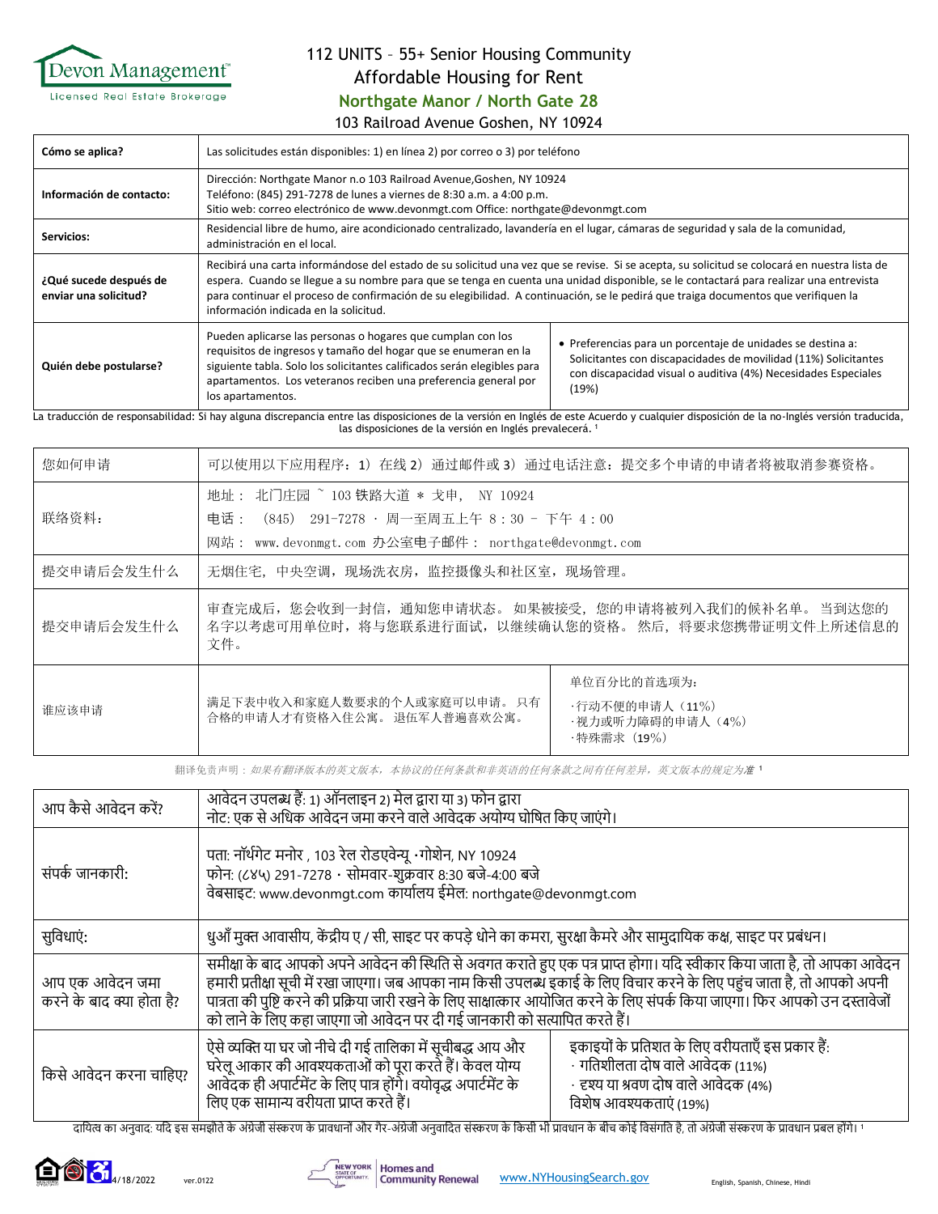Devon Management™

Licensed Real Estate Brokerage

# 112 UNITS – 55+ Senior Housing Community
## Affordable Housing for Rent
## Northgate Manor / North Gate 28
103 Railroad Avenue Goshen, NY 10924

| | | |
|---|---|---|
| **Cómo se aplica?** | Las solicitudes están disponibles: 1) en línea 2) por correo o 3) por teléfono | |
| **Información de contacto:** | Dirección: Northgate Manor n.o 103 Railroad Avenue,Goshen, NY 10924<br>Teléfono: (845) 291-7278 de lunes a viernes de 8:30 a.m. a 4:00 p.m.<br>Sitio web: correo electrónico de www.devonmgt.com Office: northgate@devonmgt.com | |
| **Servicios:** | Residencial libre de humo, aire acondicionado centralizado, lavandería en el lugar, cámaras de seguridad y sala de la comunidad, administración en el local. | |
| **¿Qué sucede después de enviar una solicitud?** | Recibirá una carta informándose del estado de su solicitud una vez que se revise. Si se acepta, su solicitud se colocará en nuestra lista de espera. Cuando se llegue a su nombre para que se tenga en cuenta una unidad disponible, se le contactará para realizar una entrevista para continuar el proceso de confirmación de su elegibilidad. A continuación, se le pedirá que traiga documentos que verifiquen la información indicada en la solicitud. | |
| **Quién debe postularse?** | Pueden aplicarse las personas o hogares que cumplan con los requisitos de ingresos y tamaño del hogar que se enumeran en la siguiente tabla. Solo los solicitantes calificados serán elegibles para apartamentos. Los veteranos reciben una preferencia general por los apartamentos. | • Preferencias para un porcentaje de unidades se destina a: Solicitantes con discapacidades de movilidad (11%) Solicitantes con discapacidad visual o auditiva (4%) Necesidades Especiales (19%) |

La traducción de responsabilidad: Si hay alguna discrepancia entre las disposiciones de la versión en Inglés de este Acuerdo y cualquier disposición de la no-Inglés versión traducida, las disposiciones de la versión en Inglés prevalecerá. [1]

| | | |
|---|---|---|
| 您如何申请 | 可以使用以下应用程序：1）在线 2）通过邮件或 3）通过电话注意：提交多个申请的申请者将被取消参赛资格。 | |
| 联络资料： | 地址： 北门庄园 ˜ 103 铁路大道 * 戈申， NY 10924<br>电话： （845） 291-7278 · 周一至周五上午 8：30 – 下午 4：00<br>网站： www.devonmgt.com 办公室电子邮件： northgate@devonmgt.com | |
| 提交申请后会发生什么 | 无烟住宅，中央空调，现场洗衣房，监控摄像头和社区室，现场管理。 | |
| 提交申请后会发生什么 | 审查完成后，您会收到一封信，通知您申请状态。 如果被接受，您的申请将被列入我们的候补名单。 当到达您的名字以考虑可用单位时，将与您联系进行面试，以继续确认您的资格。 然后，将要求您携带证明文件上所述信息的文件。 | |
| 谁应该申请 | 满足下表中收入和家庭人数要求的个人或家庭可以申请。 只有合格的申请人才有资格入住公寓。 退伍军人普遍喜欢公寓。 | 单位百分比的首选项为：<br>·行动不便的申请人（11%）<br>·视力或听力障碍的申请人（4%）<br>·特殊需求（19%） |

翻译免责声明：*如果有翻译版本的英文版本，本协议的任何条款和非英语的任何条款之间有任何差异，英文版本的规定为准* [1]

| | | |
|---|---|---|
| आप कैसे आवेदन करें? | आवेदन उपलब्ध हैं: 1) ऑनलाइन 2) मेल द्वारा या 3) फोन द्वारा<br>नोट: एक से अधिक आवेदन जमा करने वाले आवेदक अयोग्य घोषित किए जाएंगे। | |
| संपर्क जानकारी: | पता: नॉर्थगेट मनोर , 103 रेल रोडएवेन्यू ·गोशेन, NY 10924<br>फोन: (८४५) 291-7278 · सोमवार-शुक्रवार 8:30 बजे-4:00 बजे<br>वेबसाइट: www.devonmgt.com कार्यालय ईमेल: northgate@devonmgt.com | |
| सुविधाएं: | धुआँ मुक्त आवासीय, केंद्रीय ए / सी, साइट पर कपड़े धोने का कमरा, सुरक्षा कैमरे और सामुदायिक कक्ष, साइट पर प्रबंधन। | |
| आप एक आवेदन जमा करने के बाद क्या होता है? | समीक्षा के बाद आपको अपने आवेदन की स्थिति से अवगत कराते हुए एक पत्र प्राप्त होगा। यदि स्वीकार किया जाता है, तो आपका आवेदन हमारी प्रतीक्षा सूची में रखा जाएगा। जब आपका नाम किसी उपलब्ध इकाई के लिए विचार करने के लिए पहुंच जाता है, तो आपको अपनी पात्रता की पुष्टि करने की प्रक्रिया जारी रखने के लिए साक्षात्कार आयोजित करने के लिए संपर्क किया जाएगा। फिर आपको उन दस्तावेजों को लाने के लिए कहा जाएगा जो आवेदन पर दी गई जानकारी को सत्यापित करते हैं। | |
| किसे आवेदन करना चाहिए? | ऐसे व्यक्ति या घर जो नीचे दी गई तालिका में सूचीबद्ध आय और घरेलू आकार की आवश्यकताओं को पूरा करते हैं। केवल योग्य आवेदक ही अपार्टमेंट के लिए पात्र होंगे। वयोवृद्ध अपार्टमेंट के लिए एक सामान्य वरीयता प्राप्त करते हैं। | इकाइयों के प्रतिशत के लिए वरीयताएँ इस प्रकार हैं:<br>· गतिशीलता दोष वाले आवेदक (11%)<br>· दृश्य या श्रवण दोष वाले आवेदक (4%)<br>विशेष आवश्यकताएं (19%) |

दायित्व का अनुवाद: यदि इस समझौते के अंग्रेजी संस्करण के प्रावधानों और गैर-अंग्रेजी अनुवादित संस्करण के किसी भी प्रावधान के बीच कोई विसंगति है, तो अंग्रेजी संस्करण के प्रावधान प्रबल होंगे। [1]

4/18/2022 ver.0122

NEW YORK STATE OF OPPORTUNITY. Homes and Community Renewal

www.NYHousingSearch.gov

English, Spanish, Chinese, Hindi